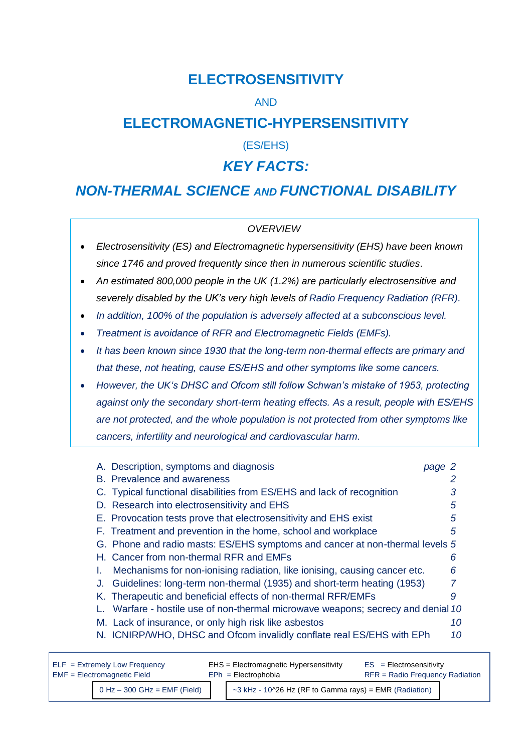# ELECTROSENSITIVITY

AND

# ELECTROMAGNETIC-HYPERSENSITIVITY

(ES/EHS)

## *KEY FACTS:*

## *NON-THERMAL SCIENCE AND FUNCTIONAL DISABILITY*

*OVERVIEW*

- *Electrosensitivity (ES) and Electromagnetic hypersensitivity (EHS) have been known since 1746 and proved frequently since then in numerous scientific studies.*
- *An estimated 800,000 people in the UK (1.2%) are particularly electrosensitive and severely disabled by the UK's very high levels of Radio Frequency Radiation (RFR).*
- *In addition, 100% of the population is adversely affected at a subconscious level.*
- *Treatment is avoidance of RFR and Electromagnetic Fields (EMFs).*
- *It has been known since 1930 that the long-term non-thermal effects are primary and that these, not heating, cause ES/EHS and other symptoms like some cancers.*
- *However, the UK's DHSC and Ofcom still follow Schwan's mistake of 1953, protecting against only the secondary short-term heating effects. As a result, people with ES/EHS are not protected, and the whole population is not protected from other symptoms like cancers, infertility and neurological and cardiovascular harm.*

| | |
|---|---|
| A. Description, symptoms and diagnosis | *page 2* |
| B. Prevalence and awareness | *2* |
| C. Typical functional disabilities from ES/EHS and lack of recognition | *3* |
| D. Research into electrosensitivity and EHS | *5* |
| E. Provocation tests prove that electrosensitivity and EHS exist | *5* |
| F. Treatment and prevention in the home, school and workplace | *5* |
| G. Phone and radio masts: ES/EHS symptoms and cancer at non-thermal levels | *5* |
| H. Cancer from non-thermal RFR and EMFs | *6* |
| I. Mechanisms for non-ionising radiation, like ionising, causing cancer etc. | *6* |
| J. Guidelines: long-term non-thermal (1935) and short-term heating (1953) | *7* |
| K. Therapeutic and beneficial effects of non-thermal RFR/EMFs | *9* |
| L. Warfare - hostile use of non-thermal microwave weapons; secrecy and denial | *10* |
| M. Lack of insurance, or only high risk like asbestos | *10* |
| N. ICNIRP/WHO, DHSC and Ofcom invalidly conflate real ES/EHS with EPh | *10* |

| | | |
|---|---|---|
| ELF = Extremely Low Frequency | EHS = Electromagnetic Hypersensitivity | ES = Electrosensitivity |
| EMF = Electromagnetic Field | EPh = Electrophobia | RFR = Radio Frequency Radiation |

0 Hz – 300 GHz = EMF (Field) | ~3 kHz - $10^{26}$ Hz (RF to Gamma rays) = EMR (Radiation)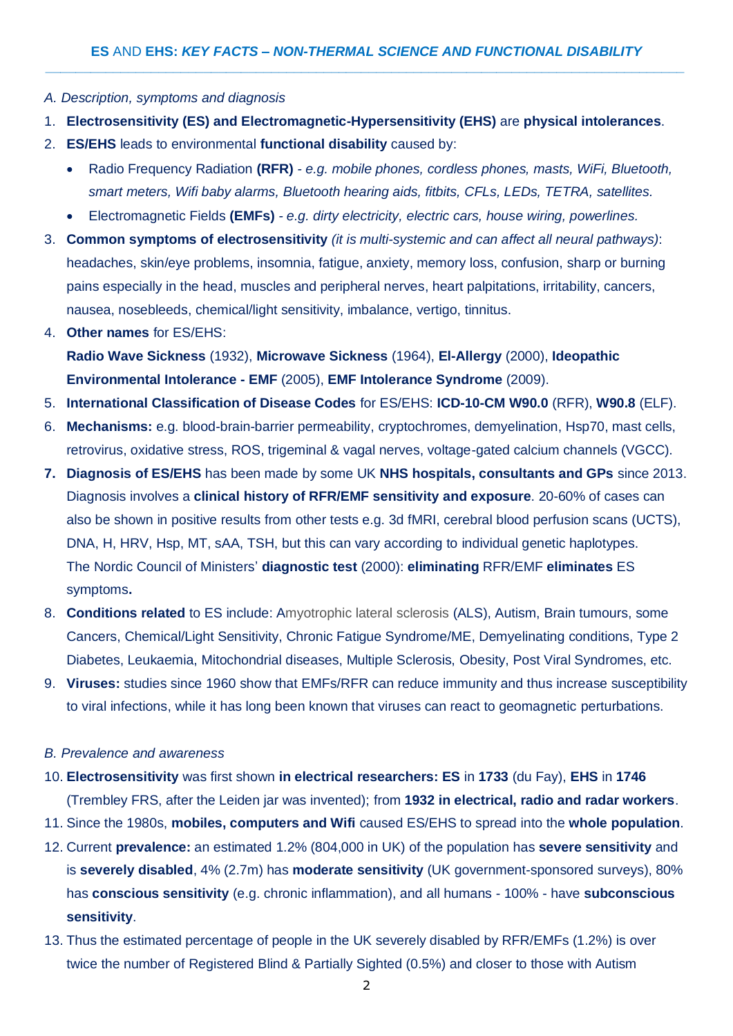## **ES** AND **EHS:** ***KEY FACTS – NON-THERMAL SCIENCE AND FUNCTIONAL DISABILITY***

*A. Description, symptoms and diagnosis*

1. **Electrosensitivity (ES) and Electromagnetic-Hypersensitivity (EHS)** are **physical intolerances**.
2. **ES/EHS** leads to environmental **functional disability** caused by:
   - Radio Frequency Radiation **(RFR)** - *e.g. mobile phones, cordless phones, masts, WiFi, Bluetooth, smart meters, Wifi baby alarms, Bluetooth hearing aids, fitbits, CFLs, LEDs, TETRA, satellites.*
   - Electromagnetic Fields **(EMFs)** - *e.g. dirty electricity, electric cars, house wiring, powerlines.*
3. **Common symptoms of electrosensitivity** *(it is multi-systemic and can affect all neural pathways)*: headaches, skin/eye problems, insomnia, fatigue, anxiety, memory loss, confusion, sharp or burning pains especially in the head, muscles and peripheral nerves, heart palpitations, irritability, cancers, nausea, nosebleeds, chemical/light sensitivity, imbalance, vertigo, tinnitus.
4. **Other names** for ES/EHS:
   **Radio Wave Sickness** (1932), **Microwave Sickness** (1964), **El-Allergy** (2000), **Ideopathic Environmental Intolerance - EMF** (2005), **EMF Intolerance Syndrome** (2009).
5. **International Classification of Disease Codes** for ES/EHS: **ICD-10-CM W90.0** (RFR), **W90.8** (ELF).
6. **Mechanisms:** e.g. blood-brain-barrier permeability, cryptochromes, demyelination, Hsp70, mast cells, retrovirus, oxidative stress, ROS, trigeminal & vagal nerves, voltage-gated calcium channels (VGCC).
7. **Diagnosis of ES/EHS** has been made by some UK **NHS hospitals, consultants and GPs** since 2013. Diagnosis involves a **clinical history of RFR/EMF sensitivity and exposure**. 20-60% of cases can also be shown in positive results from other tests e.g. 3d fMRI, cerebral blood perfusion scans (UCTS), DNA, H, HRV, Hsp, MT, sAA, TSH, but this can vary according to individual genetic haplotypes. The Nordic Council of Ministers' **diagnostic test** (2000): **eliminating** RFR/EMF **eliminates** ES symptoms**.**
8. **Conditions related** to ES include: Amyotrophic lateral sclerosis (ALS), Autism, Brain tumours, some Cancers, Chemical/Light Sensitivity, Chronic Fatigue Syndrome/ME, Demyelinating conditions, Type 2 Diabetes, Leukaemia, Mitochondrial diseases, Multiple Sclerosis, Obesity, Post Viral Syndromes, etc.
9. **Viruses:** studies since 1960 show that EMFs/RFR can reduce immunity and thus increase susceptibility to viral infections, while it has long been known that viruses can react to geomagnetic perturbations.

*B. Prevalence and awareness*

10. **Electrosensitivity** was first shown **in electrical researchers: ES** in **1733** (du Fay), **EHS** in **1746** (Trembley FRS, after the Leiden jar was invented); from **1932 in electrical, radio and radar workers**.
11. Since the 1980s, **mobiles, computers and Wifi** caused ES/EHS to spread into the **whole population**.
12. Current **prevalence:** an estimated 1.2% (804,000 in UK) of the population has **severe sensitivity** and is **severely disabled**, 4% (2.7m) has **moderate sensitivity** (UK government-sponsored surveys), 80% has **conscious sensitivity** (e.g. chronic inflammation), and all humans - 100% - have **subconscious sensitivity**.
13. Thus the estimated percentage of people in the UK severely disabled by RFR/EMFs (1.2%) is over twice the number of Registered Blind & Partially Sighted (0.5%) and closer to those with Autism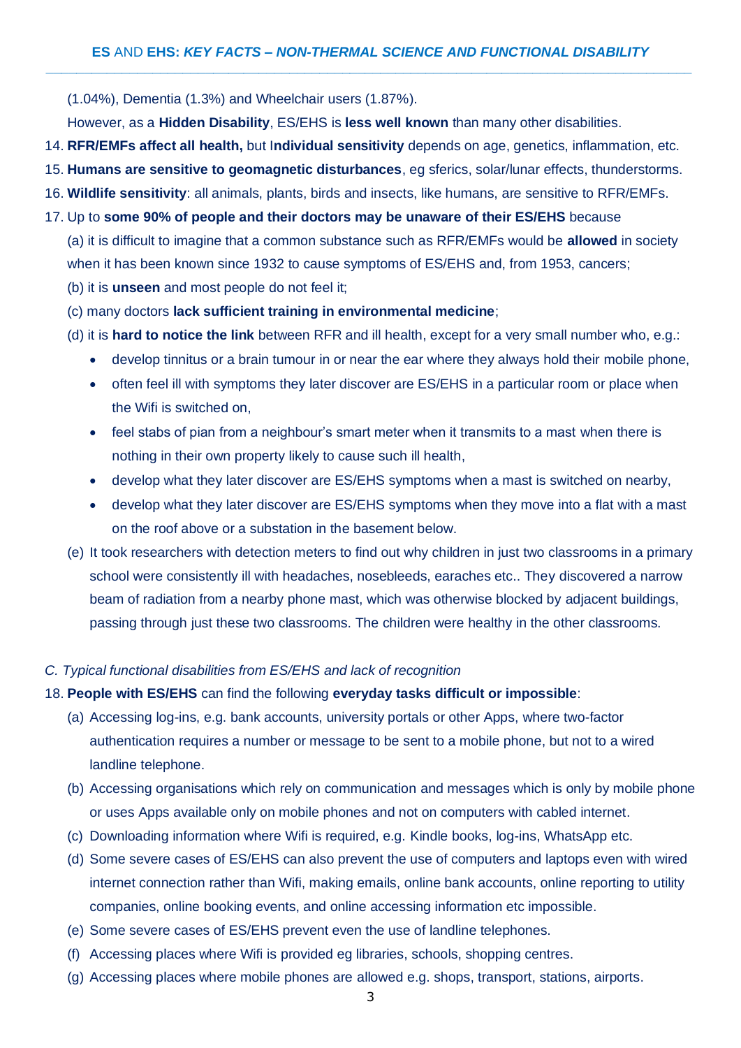(1.04%), Dementia (1.3%) and Wheelchair users (1.87%).

However, as a **Hidden Disability**, ES/EHS is **less well known** than many other disabilities.

14. **RFR/EMFs affect all health,** but I**ndividual sensitivity** depends on age, genetics, inflammation, etc.
15. **Humans are sensitive to geomagnetic disturbances**, eg sferics, solar/lunar effects, thunderstorms.
16. **Wildlife sensitivity**: all animals, plants, birds and insects, like humans, are sensitive to RFR/EMFs.
17. Up to **some 90% of people and their doctors may be unaware of their ES/EHS** because

    (a) it is difficult to imagine that a common substance such as RFR/EMFs would be **allowed** in society when it has been known since 1932 to cause symptoms of ES/EHS and, from 1953, cancers;

    (b) it is **unseen** and most people do not feel it;

    (c) many doctors **lack sufficient training in environmental medicine**;

    (d) it is **hard to notice the link** between RFR and ill health, except for a very small number who, e.g.:

    - develop tinnitus or a brain tumour in or near the ear where they always hold their mobile phone,
    - often feel ill with symptoms they later discover are ES/EHS in a particular room or place when the Wifi is switched on,
    - feel stabs of pian from a neighbour's smart meter when it transmits to a mast when there is nothing in their own property likely to cause such ill health,
    - develop what they later discover are ES/EHS symptoms when a mast is switched on nearby,
    - develop what they later discover are ES/EHS symptoms when they move into a flat with a mast on the roof above or a substation in the basement below.

    (e) It took researchers with detection meters to find out why children in just two classrooms in a primary school were consistently ill with headaches, nosebleeds, earaches etc.. They discovered a narrow beam of radiation from a nearby phone mast, which was otherwise blocked by adjacent buildings, passing through just these two classrooms. The children were healthy in the other classrooms.

*C. Typical functional disabilities from ES/EHS and lack of recognition*

18. **People with ES/EHS** can find the following **everyday tasks difficult or impossible**:

    (a) Accessing log-ins, e.g. bank accounts, university portals or other Apps, where two-factor authentication requires a number or message to be sent to a mobile phone, but not to a wired landline telephone.

    (b) Accessing organisations which rely on communication and messages which is only by mobile phone or uses Apps available only on mobile phones and not on computers with cabled internet.

    (c) Downloading information where Wifi is required, e.g. Kindle books, log-ins, WhatsApp etc.

    (d) Some severe cases of ES/EHS can also prevent the use of computers and laptops even with wired internet connection rather than Wifi, making emails, online bank accounts, online reporting to utility companies, online booking events, and online accessing information etc impossible.

    (e) Some severe cases of ES/EHS prevent even the use of landline telephones.

    (f) Accessing places where Wifi is provided eg libraries, schools, shopping centres.

    (g) Accessing places where mobile phones are allowed e.g. shops, transport, stations, airports.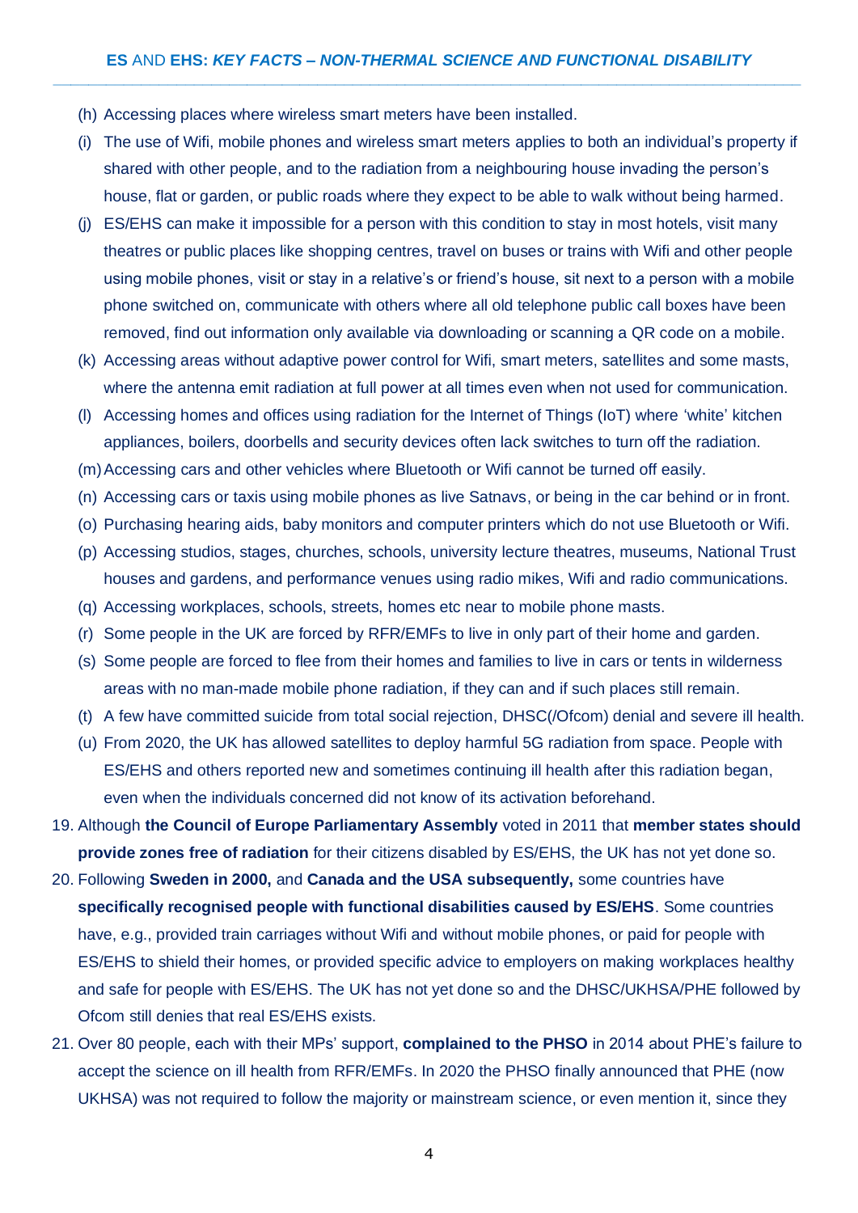(h) Accessing places where wireless smart meters have been installed.

(i) The use of Wifi, mobile phones and wireless smart meters applies to both an individual's property if shared with other people, and to the radiation from a neighbouring house invading the person's house, flat or garden, or public roads where they expect to be able to walk without being harmed.

(j) ES/EHS can make it impossible for a person with this condition to stay in most hotels, visit many theatres or public places like shopping centres, travel on buses or trains with Wifi and other people using mobile phones, visit or stay in a relative's or friend's house, sit next to a person with a mobile phone switched on, communicate with others where all old telephone public call boxes have been removed, find out information only available via downloading or scanning a QR code on a mobile.

(k) Accessing areas without adaptive power control for Wifi, smart meters, satellites and some masts, where the antenna emit radiation at full power at all times even when not used for communication.

(l) Accessing homes and offices using radiation for the Internet of Things (IoT) where 'white' kitchen appliances, boilers, doorbells and security devices often lack switches to turn off the radiation.

(m) Accessing cars and other vehicles where Bluetooth or Wifi cannot be turned off easily.

(n) Accessing cars or taxis using mobile phones as live Satnavs, or being in the car behind or in front.

(o) Purchasing hearing aids, baby monitors and computer printers which do not use Bluetooth or Wifi.

(p) Accessing studios, stages, churches, schools, university lecture theatres, museums, National Trust houses and gardens, and performance venues using radio mikes, Wifi and radio communications.

(q) Accessing workplaces, schools, streets, homes etc near to mobile phone masts.

(r) Some people in the UK are forced by RFR/EMFs to live in only part of their home and garden.

(s) Some people are forced to flee from their homes and families to live in cars or tents in wilderness areas with no man-made mobile phone radiation, if they can and if such places still remain.

(t) A few have committed suicide from total social rejection, DHSC(/Ofcom) denial and severe ill health.

(u) From 2020, the UK has allowed satellites to deploy harmful 5G radiation from space. People with ES/EHS and others reported new and sometimes continuing ill health after this radiation began, even when the individuals concerned did not know of its activation beforehand.

19. Although **the Council of Europe Parliamentary Assembly** voted in 2011 that **member states should provide zones free of radiation** for their citizens disabled by ES/EHS, the UK has not yet done so.

20. Following **Sweden in 2000,** and **Canada and the USA subsequently,** some countries have **specifically recognised people with functional disabilities caused by ES/EHS**. Some countries have, e.g., provided train carriages without Wifi and without mobile phones, or paid for people with ES/EHS to shield their homes, or provided specific advice to employers on making workplaces healthy and safe for people with ES/EHS. The UK has not yet done so and the DHSC/UKHSA/PHE followed by Ofcom still denies that real ES/EHS exists.

21. Over 80 people, each with their MPs' support, **complained to the PHSO** in 2014 about PHE's failure to accept the science on ill health from RFR/EMFs. In 2020 the PHSO finally announced that PHE (now UKHSA) was not required to follow the majority or mainstream science, or even mention it, since they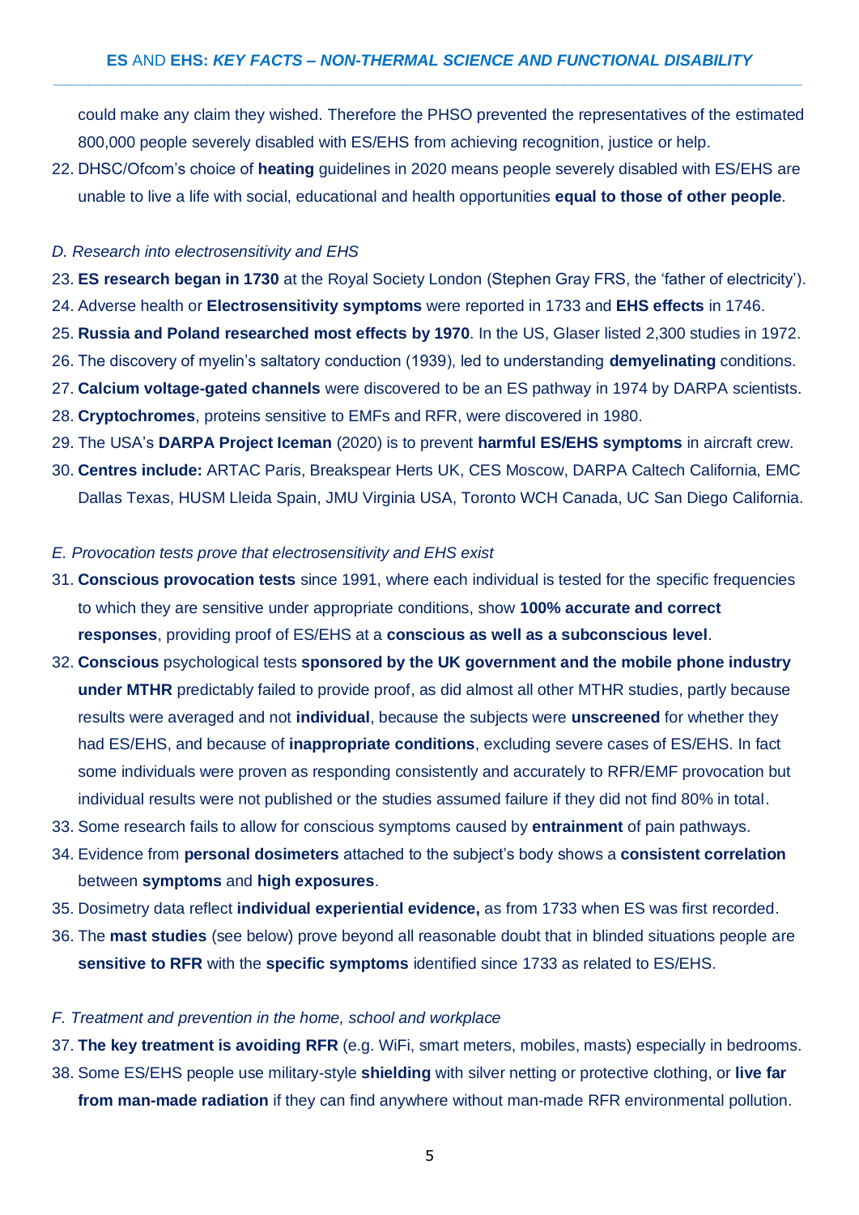could make any claim they wished. Therefore the PHSO prevented the representatives of the estimated 800,000 people severely disabled with ES/EHS from achieving recognition, justice or help.

22. DHSC/Ofcom's choice of **heating** guidelines in 2020 means people severely disabled with ES/EHS are unable to live a life with social, educational and health opportunities **equal to those of other people**.

*D. Research into electrosensitivity and EHS*

23. **ES research began in 1730** at the Royal Society London (Stephen Gray FRS, the 'father of electricity').
24. Adverse health or **Electrosensitivity symptoms** were reported in 1733 and **EHS effects** in 1746.
25. **Russia and Poland researched most effects by 1970**. In the US, Glaser listed 2,300 studies in 1972.
26. The discovery of myelin's saltatory conduction (1939), led to understanding **demyelinating** conditions.
27. **Calcium voltage-gated channels** were discovered to be an ES pathway in 1974 by DARPA scientists.
28. **Cryptochromes**, proteins sensitive to EMFs and RFR, were discovered in 1980.
29. The USA's **DARPA Project Iceman** (2020) is to prevent **harmful ES/EHS symptoms** in aircraft crew.
30. **Centres include:** ARTAC Paris, Breakspear Herts UK, CES Moscow, DARPA Caltech California, EMC Dallas Texas, HUSM Lleida Spain, JMU Virginia USA, Toronto WCH Canada, UC San Diego California.

*E. Provocation tests prove that electrosensitivity and EHS exist*

31. **Conscious provocation tests** since 1991, where each individual is tested for the specific frequencies to which they are sensitive under appropriate conditions, show **100% accurate and correct responses**, providing proof of ES/EHS at a **conscious as well as a subconscious level**.
32. **Conscious** psychological tests **sponsored by the UK government and the mobile phone industry under MTHR** predictably failed to provide proof, as did almost all other MTHR studies, partly because results were averaged and not **individual**, because the subjects were **unscreened** for whether they had ES/EHS, and because of **inappropriate conditions**, excluding severe cases of ES/EHS. In fact some individuals were proven as responding consistently and accurately to RFR/EMF provocation but individual results were not published or the studies assumed failure if they did not find 80% in total.
33. Some research fails to allow for conscious symptoms caused by **entrainment** of pain pathways.
34. Evidence from **personal dosimeters** attached to the subject's body shows a **consistent correlation** between **symptoms** and **high exposures**.
35. Dosimetry data reflect **individual experiential evidence,** as from 1733 when ES was first recorded.
36. The **mast studies** (see below) prove beyond all reasonable doubt that in blinded situations people are **sensitive to RFR** with the **specific symptoms** identified since 1733 as related to ES/EHS.

*F. Treatment and prevention in the home, school and workplace*

37. **The key treatment is avoiding RFR** (e.g. WiFi, smart meters, mobiles, masts) especially in bedrooms.
38. Some ES/EHS people use military-style **shielding** with silver netting or protective clothing, or **live far from man-made radiation** if they can find anywhere without man-made RFR environmental pollution.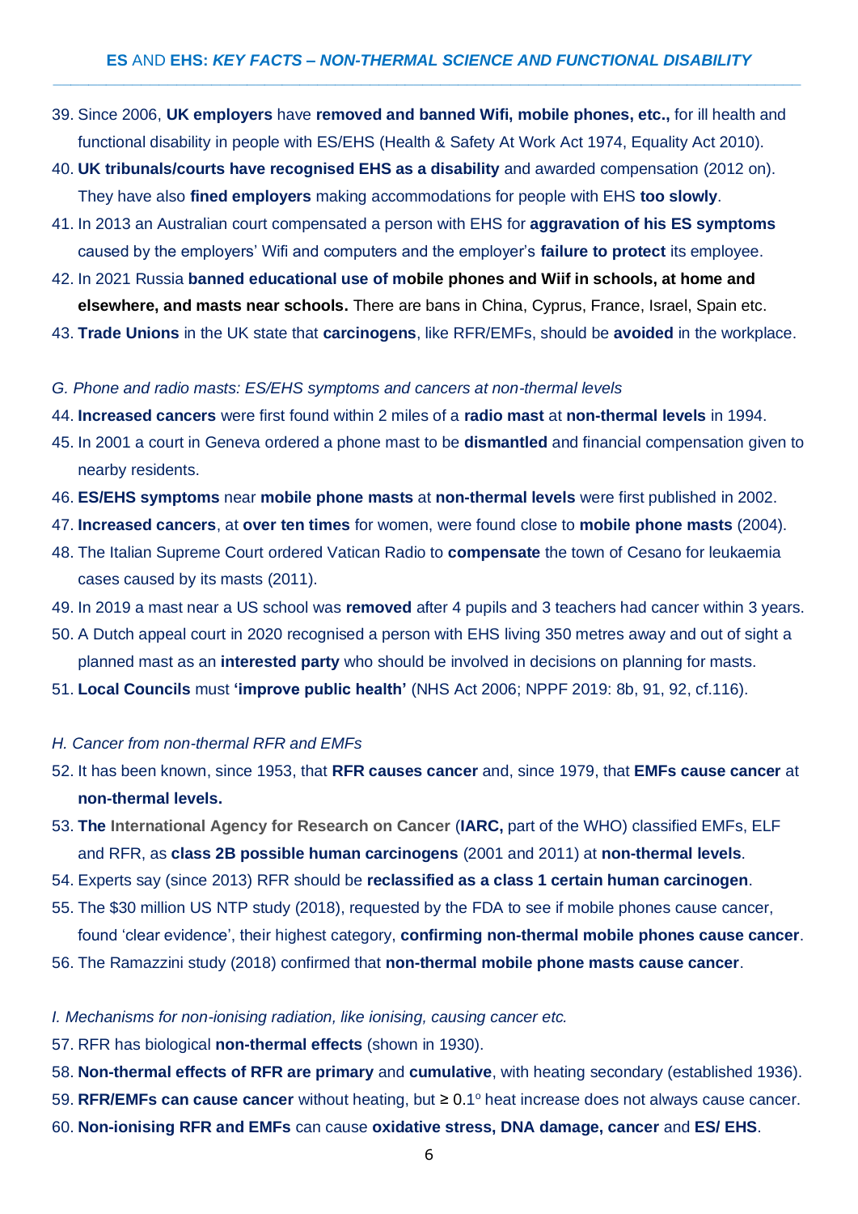39. Since 2006, **UK employers** have **removed and banned Wifi, mobile phones, etc.,** for ill health and functional disability in people with ES/EHS (Health & Safety At Work Act 1974, Equality Act 2010).
40. **UK tribunals/courts have recognised EHS as a disability** and awarded compensation (2012 on). They have also **fined employers** making accommodations for people with EHS **too slowly**.
41. In 2013 an Australian court compensated a person with EHS for **aggravation of his ES symptoms** caused by the employers' Wifi and computers and the employer's **failure to protect** its employee.
42. In 2021 Russia **banned educational use of mobile phones and Wiif in schools, at home and elsewhere, and masts near schools.** There are bans in China, Cyprus, France, Israel, Spain etc.
43. **Trade Unions** in the UK state that **carcinogens**, like RFR/EMFs, should be **avoided** in the workplace.

*G. Phone and radio masts: ES/EHS symptoms and cancers at non-thermal levels*

44. **Increased cancers** were first found within 2 miles of a **radio mast** at **non-thermal levels** in 1994.
45. In 2001 a court in Geneva ordered a phone mast to be **dismantled** and financial compensation given to nearby residents.
46. **ES/EHS symptoms** near **mobile phone masts** at **non-thermal levels** were first published in 2002.
47. **Increased cancers**, at **over ten times** for women, were found close to **mobile phone masts** (2004).
48. The Italian Supreme Court ordered Vatican Radio to **compensate** the town of Cesano for leukaemia cases caused by its masts (2011).
49. In 2019 a mast near a US school was **removed** after 4 pupils and 3 teachers had cancer within 3 years.
50. A Dutch appeal court in 2020 recognised a person with EHS living 350 metres away and out of sight a planned mast as an **interested party** who should be involved in decisions on planning for masts.
51. **Local Councils** must **'improve public health'** (NHS Act 2006; NPPF 2019: 8b, 91, 92, cf.116).

*H. Cancer from non-thermal RFR and EMFs*

52. It has been known, since 1953, that **RFR causes cancer** and, since 1979, that **EMFs cause cancer** at **non-thermal levels.**
53. **The International Agency for Research on Cancer** (**IARC,** part of the WHO) classified EMFs, ELF and RFR, as **class 2B possible human carcinogens** (2001 and 2011) at **non-thermal levels**.
54. Experts say (since 2013) RFR should be **reclassified as a class 1 certain human carcinogen**.
55. The $30 million US NTP study (2018), requested by the FDA to see if mobile phones cause cancer, found 'clear evidence', their highest category, **confirming non-thermal mobile phones cause cancer**.
56. The Ramazzini study (2018) confirmed that **non-thermal mobile phone masts cause cancer**.

*I. Mechanisms for non-ionising radiation, like ionising, causing cancer etc.*

57. RFR has biological **non-thermal effects** (shown in 1930).
58. **Non-thermal effects of RFR are primary** and **cumulative**, with heating secondary (established 1936).
59. **RFR/EMFs can cause cancer** without heating, but $\geq 0.1^{\circ}$ heat increase does not always cause cancer.
60. **Non-ionising RFR and EMFs** can cause **oxidative stress, DNA damage, cancer** and **ES/ EHS**.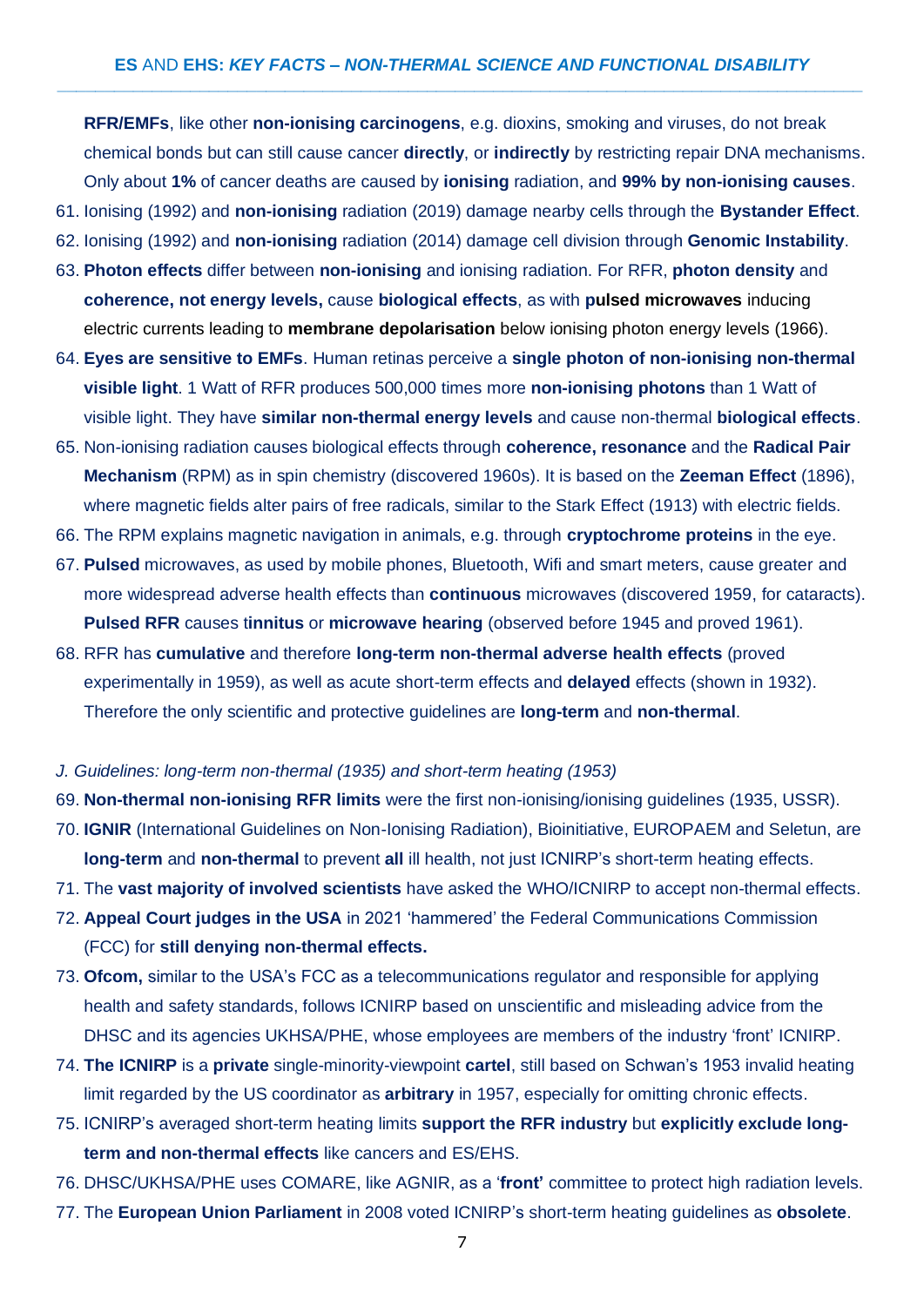**RFR/EMFs**, like other **non-ionising carcinogens**, e.g. dioxins, smoking and viruses, do not break chemical bonds but can still cause cancer **directly**, or **indirectly** by restricting repair DNA mechanisms. Only about **1%** of cancer deaths are caused by **ionising** radiation, and **99% by non-ionising causes**.

61. Ionising (1992) and **non-ionising** radiation (2019) damage nearby cells through the **Bystander Effect**.
62. Ionising (1992) and **non-ionising** radiation (2014) damage cell division through **Genomic Instability**.
63. **Photon effects** differ between **non-ionising** and ionising radiation. For RFR, **photon density** and **coherence, not energy levels,** cause **biological effects**, as with **pulsed microwaves** inducing electric currents leading to **membrane depolarisation** below ionising photon energy levels (1966).
64. **Eyes are sensitive to EMFs**. Human retinas perceive a **single photon of non-ionising non-thermal visible light**. 1 Watt of RFR produces 500,000 times more **non-ionising photons** than 1 Watt of visible light. They have **similar non-thermal energy levels** and cause non-thermal **biological effects**.
65. Non-ionising radiation causes biological effects through **coherence, resonance** and the **Radical Pair Mechanism** (RPM) as in spin chemistry (discovered 1960s). It is based on the **Zeeman Effect** (1896), where magnetic fields alter pairs of free radicals, similar to the Stark Effect (1913) with electric fields.
66. The RPM explains magnetic navigation in animals, e.g. through **cryptochrome proteins** in the eye.
67. **Pulsed** microwaves, as used by mobile phones, Bluetooth, Wifi and smart meters, cause greater and more widespread adverse health effects than **continuous** microwaves (discovered 1959, for cataracts). **Pulsed RFR** causes t**innitus** or **microwave hearing** (observed before 1945 and proved 1961).
68. RFR has **cumulative** and therefore **long-term non-thermal adverse health effects** (proved experimentally in 1959), as well as acute short-term effects and **delayed** effects (shown in 1932). Therefore the only scientific and protective guidelines are **long-term** and **non-thermal**.

*J. Guidelines: long-term non-thermal (1935) and short-term heating (1953)*

69. **Non-thermal non-ionising RFR limits** were the first non-ionising/ionising guidelines (1935, USSR).
70. **IGNIR** (International Guidelines on Non-Ionising Radiation), Bioinitiative, EUROPAEM and Seletun, are **long-term** and **non-thermal** to prevent **all** ill health, not just ICNIRP's short-term heating effects.
71. The **vast majority of involved scientists** have asked the WHO/ICNIRP to accept non-thermal effects.
72. **Appeal Court judges in the USA** in 2021 'hammered' the Federal Communications Commission (FCC) for **still denying non-thermal effects.**
73. **Ofcom,** similar to the USA's FCC as a telecommunications regulator and responsible for applying health and safety standards, follows ICNIRP based on unscientific and misleading advice from the DHSC and its agencies UKHSA/PHE, whose employees are members of the industry 'front' ICNIRP.
74. **The ICNIRP** is a **private** single-minority-viewpoint **cartel**, still based on Schwan's 1953 invalid heating limit regarded by the US coordinator as **arbitrary** in 1957, especially for omitting chronic effects.
75. ICNIRP's averaged short-term heating limits **support the RFR industry** but **explicitly exclude long-term and non-thermal effects** like cancers and ES/EHS.
76. DHSC/UKHSA/PHE uses COMARE, like AGNIR, as a '**front'** committee to protect high radiation levels.
77. The **European Union Parliament** in 2008 voted ICNIRP's short-term heating guidelines as **obsolete**.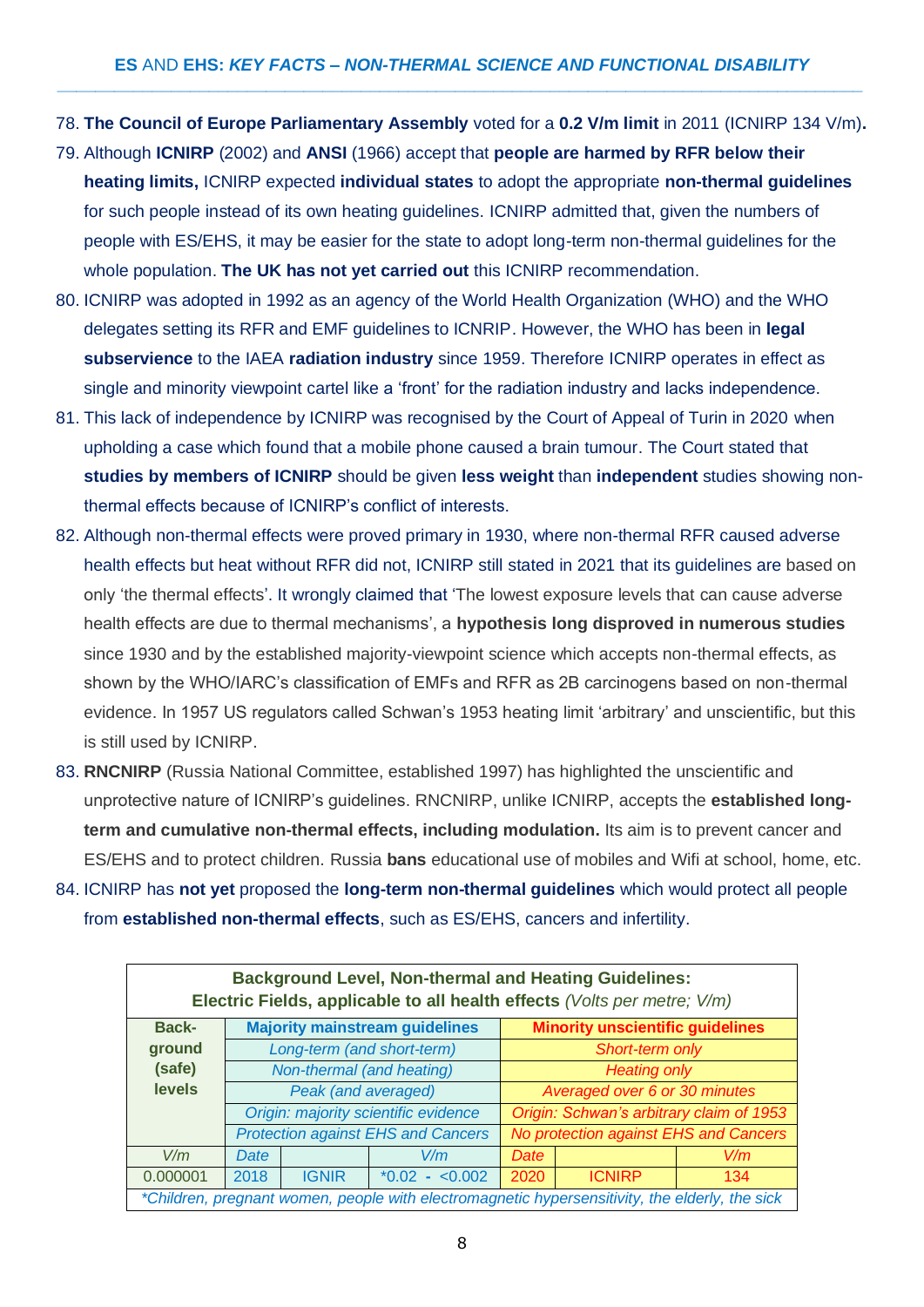78. **The Council of Europe Parliamentary Assembly** voted for a **0.2 V/m limit** in 2011 (ICNIRP 134 V/m)**.**
79. Although **ICNIRP** (2002) and **ANSI** (1966) accept that **people are harmed by RFR below their heating limits,** ICNIRP expected **individual states** to adopt the appropriate **non-thermal guidelines** for such people instead of its own heating guidelines. ICNIRP admitted that, given the numbers of people with ES/EHS, it may be easier for the state to adopt long-term non-thermal guidelines for the whole population. **The UK has not yet carried out** this ICNIRP recommendation.
80. ICNIRP was adopted in 1992 as an agency of the World Health Organization (WHO) and the WHO delegates setting its RFR and EMF guidelines to ICNRIP. However, the WHO has been in **legal subservience** to the IAEA **radiation industry** since 1959. Therefore ICNIRP operates in effect as single and minority viewpoint cartel like a 'front' for the radiation industry and lacks independence.
81. This lack of independence by ICNIRP was recognised by the Court of Appeal of Turin in 2020 when upholding a case which found that a mobile phone caused a brain tumour. The Court stated that **studies by members of ICNIRP** should be given **less weight** than **independent** studies showing non-thermal effects because of ICNIRP's conflict of interests.
82. Although non-thermal effects were proved primary in 1930, where non-thermal RFR caused adverse health effects but heat without RFR did not, ICNIRP still stated in 2021 that its guidelines are based on only 'the thermal effects'. It wrongly claimed that 'The lowest exposure levels that can cause adverse health effects are due to thermal mechanisms', a **hypothesis long disproved in numerous studies** since 1930 and by the established majority-viewpoint science which accepts non-thermal effects, as shown by the WHO/IARC's classification of EMFs and RFR as 2B carcinogens based on non-thermal evidence. In 1957 US regulators called Schwan's 1953 heating limit 'arbitrary' and unscientific, but this is still used by ICNIRP.
83. **RNCNIRP** (Russia National Committee, established 1997) has highlighted the unscientific and unprotective nature of ICNIRP's guidelines. RNCNIRP, unlike ICNIRP, accepts the **established long-term and cumulative non-thermal effects, including modulation.** Its aim is to prevent cancer and ES/EHS and to protect children. Russia **bans** educational use of mobiles and Wifi at school, home, etc.
84. ICNIRP has **not yet** proposed the **long-term non-thermal guidelines** which would protect all people from **established non-thermal effects**, such as ES/EHS, cancers and infertility.

| **Background Level, Non-thermal and Heating Guidelines: Electric Fields, applicable to all health effects** *(Volts per metre; V/m)* | | | | | | |
|---|---|---|---|---|---|---|
| **Back-ground (safe) levels** | **Majority mainstream guidelines** | | | **Minority unscientific guidelines** | | |
| | *Long-term (and short-term)* | | | *Short-term only* | | |
| | *Non-thermal (and heating)* | | | *Heating only* | | |
| | *Peak (and averaged)* | | | *Averaged over 6 or 30 minutes* | | |
| | *Origin: majority scientific evidence* | | | *Origin: Schwan's arbitrary claim of 1953* | | |
| | *Protection against EHS and Cancers* | | | *No protection against EHS and Cancers* | | |
| *V/m* | *Date* | | *V/m* | *Date* | | *V/m* |
| 0.000001 | 2018 | IGNIR | *0.02 - <0.002 | 2020 | ICNIRP | 134 |
| *\*Children, pregnant women, people with electromagnetic hypersensitivity, the elderly, the sick* | | | | | | |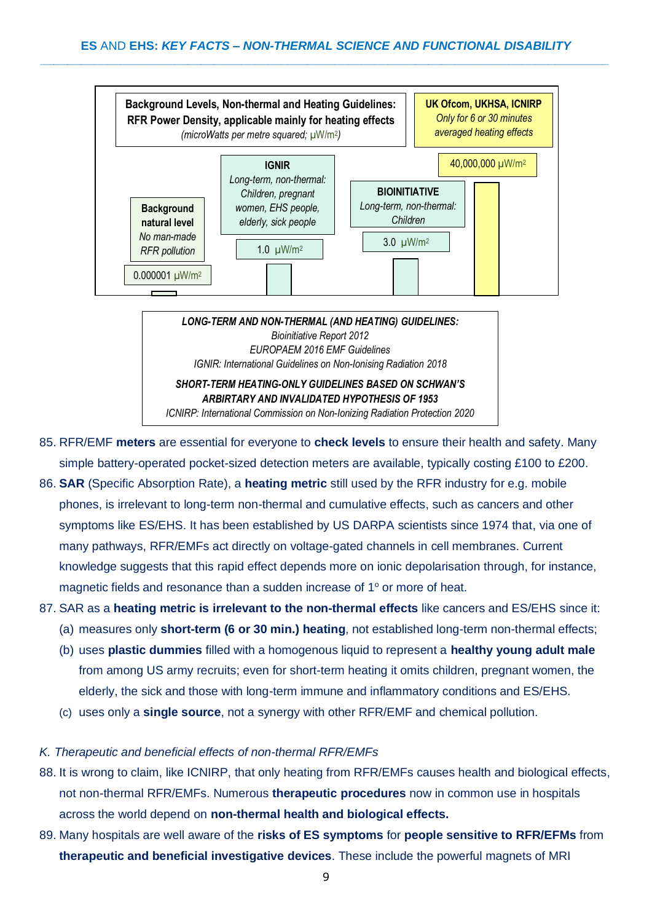**Background Levels, Non-thermal and Heating Guidelines: RFR Power Density, applicable mainly for heating effects**
*(microWatts per metre squared; µW/m²)*

**UK Ofcom, UKHSA, ICNIRP**
*Only for 6 or 30 minutes averaged heating effects*

40,000,000 µW/m²

**IGNIR**
*Long-term, non-thermal: Children, pregnant women, EHS people, elderly, sick people*

1.0 µW/m²

**BIOINITIATIVE**
*Long-term, non-thermal: Children*

3.0 µW/m²

**Background natural level**
*No man-made RFR pollution*

0.000001 µW/m²

***LONG-TERM AND NON-THERMAL (AND HEATING) GUIDELINES:***
*Bioinitiative Report 2012*
*EUROPAEM 2016 EMF Guidelines*
*IGNIR: International Guidelines on Non-Ionising Radiation 2018*

***SHORT-TERM HEATING-ONLY GUIDELINES BASED ON SCHWAN'S ARBITRARY AND INVALIDATED HYPOTHESIS OF 1953***
*ICNIRP: International Commission on Non-Ionizing Radiation Protection 2020*

85. RFR/EMF **meters** are essential for everyone to **check levels** to ensure their health and safety. Many simple battery-operated pocket-sized detection meters are available, typically costing £100 to £200.
86. **SAR** (Specific Absorption Rate), a **heating metric** still used by the RFR industry for e.g. mobile phones, is irrelevant to long-term non-thermal and cumulative effects, such as cancers and other symptoms like ES/EHS. It has been established by US DARPA scientists since 1974 that, via one of many pathways, RFR/EMFs act directly on voltage-gated channels in cell membranes. Current knowledge suggests that this rapid effect depends more on ionic depolarisation through, for instance, magnetic fields and resonance than a sudden increase of 1° or more of heat.
87. SAR as a **heating metric is irrelevant to the non-thermal effects** like cancers and ES/EHS since it:
    (a) measures only **short-term (6 or 30 min.) heating**, not established long-term non-thermal effects;
    (b) uses **plastic dummies** filled with a homogenous liquid to represent a **healthy young adult male** from among US army recruits; even for short-term heating it omits children, pregnant women, the elderly, the sick and those with long-term immune and inflammatory conditions and ES/EHS.
    (c) uses only a **single source**, not a synergy with other RFR/EMF and chemical pollution.

*K. Therapeutic and beneficial effects of non-thermal RFR/EMFs*

88. It is wrong to claim, like ICNIRP, that only heating from RFR/EMFs causes health and biological effects, not non-thermal RFR/EMFs. Numerous **therapeutic procedures** now in common use in hospitals across the world depend on **non-thermal health and biological effects.**
89. Many hospitals are well aware of the **risks of ES symptoms** for **people sensitive to RFR/EFMs** from **therapeutic and beneficial investigative devices**. These include the powerful magnets of MRI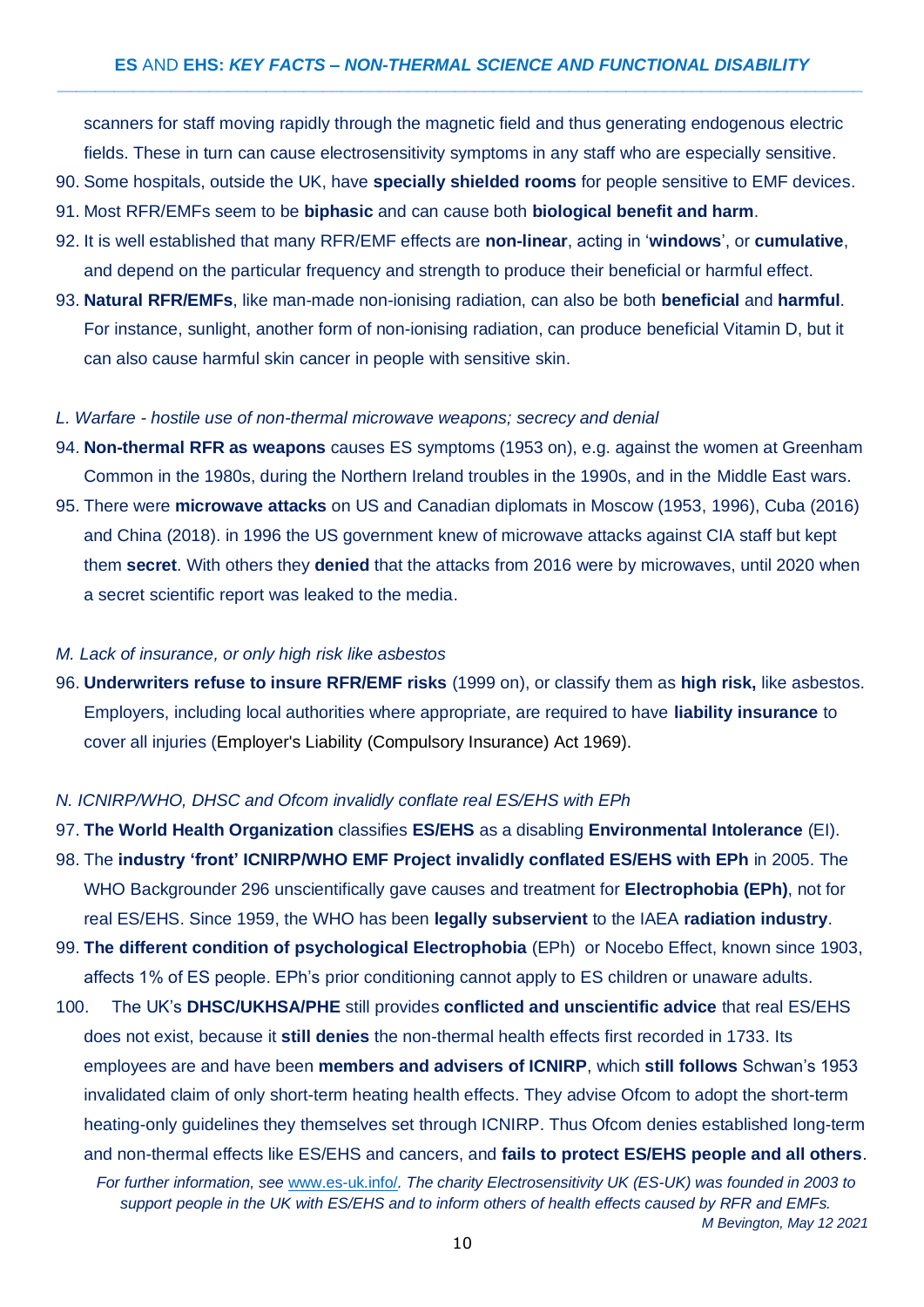scanners for staff moving rapidly through the magnetic field and thus generating endogenous electric fields. These in turn can cause electrosensitivity symptoms in any staff who are especially sensitive.

90. Some hospitals, outside the UK, have **specially shielded rooms** for people sensitive to EMF devices.
91. Most RFR/EMFs seem to be **biphasic** and can cause both **biological benefit and harm**.
92. It is well established that many RFR/EMF effects are **non-linear**, acting in '**windows**', or **cumulative**, and depend on the particular frequency and strength to produce their beneficial or harmful effect.
93. **Natural RFR/EMFs**, like man-made non-ionising radiation, can also be both **beneficial** and **harmful**. For instance, sunlight, another form of non-ionising radiation, can produce beneficial Vitamin D, but it can also cause harmful skin cancer in people with sensitive skin.

*L. Warfare - hostile use of non-thermal microwave weapons; secrecy and denial*

94. **Non-thermal RFR as weapons** causes ES symptoms (1953 on), e.g. against the women at Greenham Common in the 1980s, during the Northern Ireland troubles in the 1990s, and in the Middle East wars.
95. There were **microwave attacks** on US and Canadian diplomats in Moscow (1953, 1996), Cuba (2016) and China (2018). in 1996 the US government knew of microwave attacks against CIA staff but kept them **secret**. With others they **denied** that the attacks from 2016 were by microwaves, until 2020 when a secret scientific report was leaked to the media.

*M. Lack of insurance, or only high risk like asbestos*

96. **Underwriters refuse to insure RFR/EMF risks** (1999 on), or classify them as **high risk,** like asbestos. Employers, including local authorities where appropriate, are required to have **liability insurance** to cover all injuries (Employer's Liability (Compulsory Insurance) Act 1969).

*N. ICNIRP/WHO, DHSC and Ofcom invalidly conflate real ES/EHS with EPh*

97. **The World Health Organization** classifies **ES/EHS** as a disabling **Environmental Intolerance** (EI).
98. The **industry 'front' ICNIRP/WHO EMF Project invalidly conflated ES/EHS with EPh** in 2005. The WHO Backgrounder 296 unscientifically gave causes and treatment for **Electrophobia (EPh)**, not for real ES/EHS. Since 1959, the WHO has been **legally subservient** to the IAEA **radiation industry**.
99. **The different condition of psychological Electrophobia** (EPh) or Nocebo Effect, known since 1903, affects 1% of ES people. EPh's prior conditioning cannot apply to ES children or unaware adults.
100. The UK's **DHSC/UKHSA/PHE** still provides **conflicted and unscientific advice** that real ES/EHS does not exist, because it **still denies** the non-thermal health effects first recorded in 1733. Its employees are and have been **members and advisers of ICNIRP**, which **still follows** Schwan's 1953 invalidated claim of only short-term heating health effects. They advise Ofcom to adopt the short-term heating-only guidelines they themselves set through ICNIRP. Thus Ofcom denies established long-term and non-thermal effects like ES/EHS and cancers, and **fails to protect ES/EHS people and all others**.

*For further information, see* www.es-uk.info/. *The charity Electrosensitivity UK (ES-UK) was founded in 2003 to support people in the UK with ES/EHS and to inform others of health effects caused by RFR and EMFs.*

*M Bevington, May 12 2021*